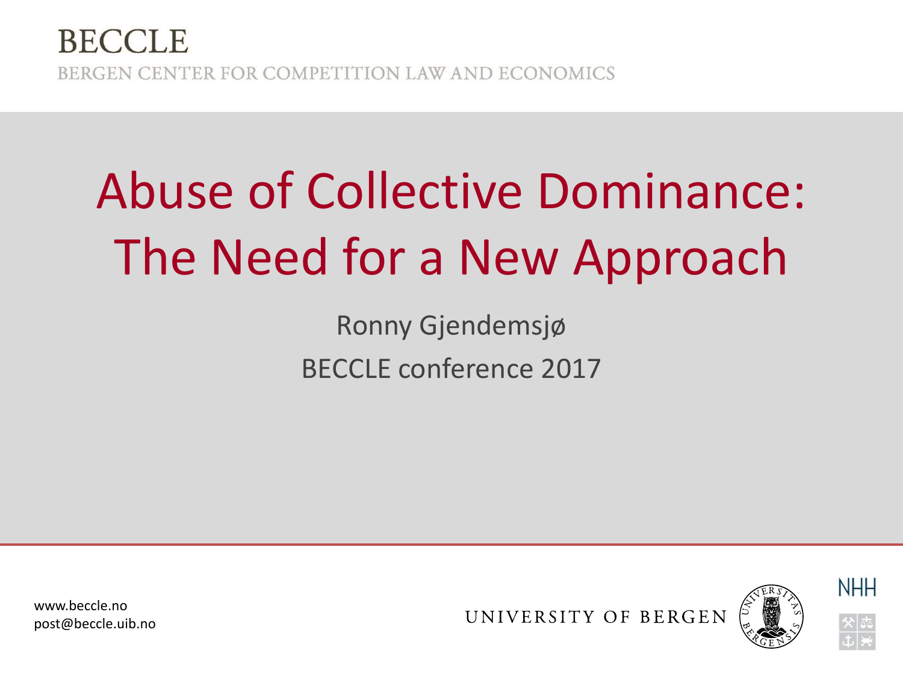BECCLE

BERGEN CENTER FOR COMPETITION LAW AND ECONOMICS

# Abuse of Collective Dominance: The Need for a New Approach

Ronny Gjendemsjø

BECCLE conference 2017

www.beccle.no
post@beccle.uib.no

UNIVERSITY OF BERGEN

NHH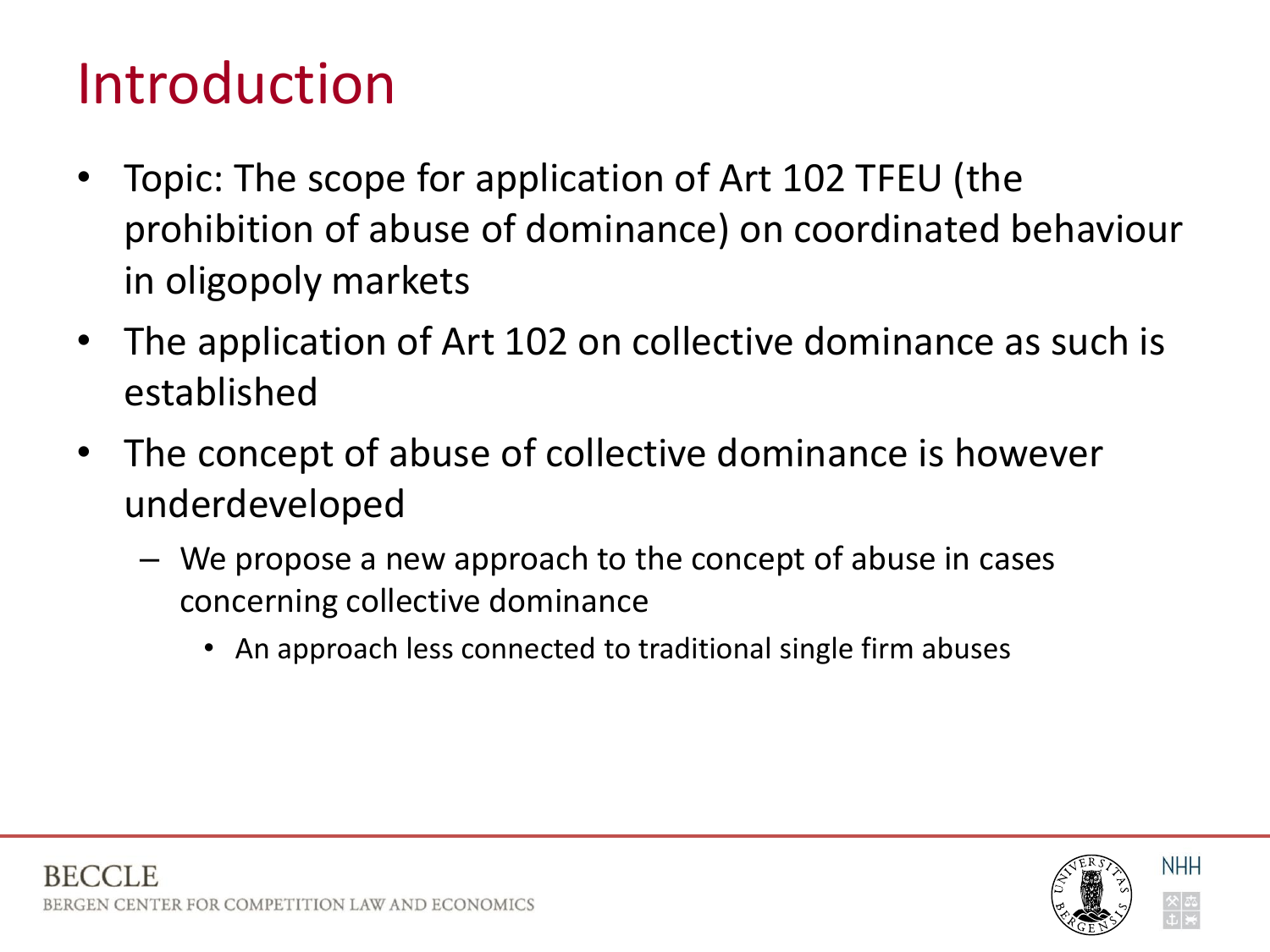# Introduction

- Topic: The scope for application of Art 102 TFEU (the prohibition of abuse of dominance) on coordinated behaviour in oligopoly markets
- The application of Art 102 on collective dominance as such is established
- The concept of abuse of collective dominance is however underdeveloped
  - We propose a new approach to the concept of abuse in cases concerning collective dominance
    - An approach less connected to traditional single firm abuses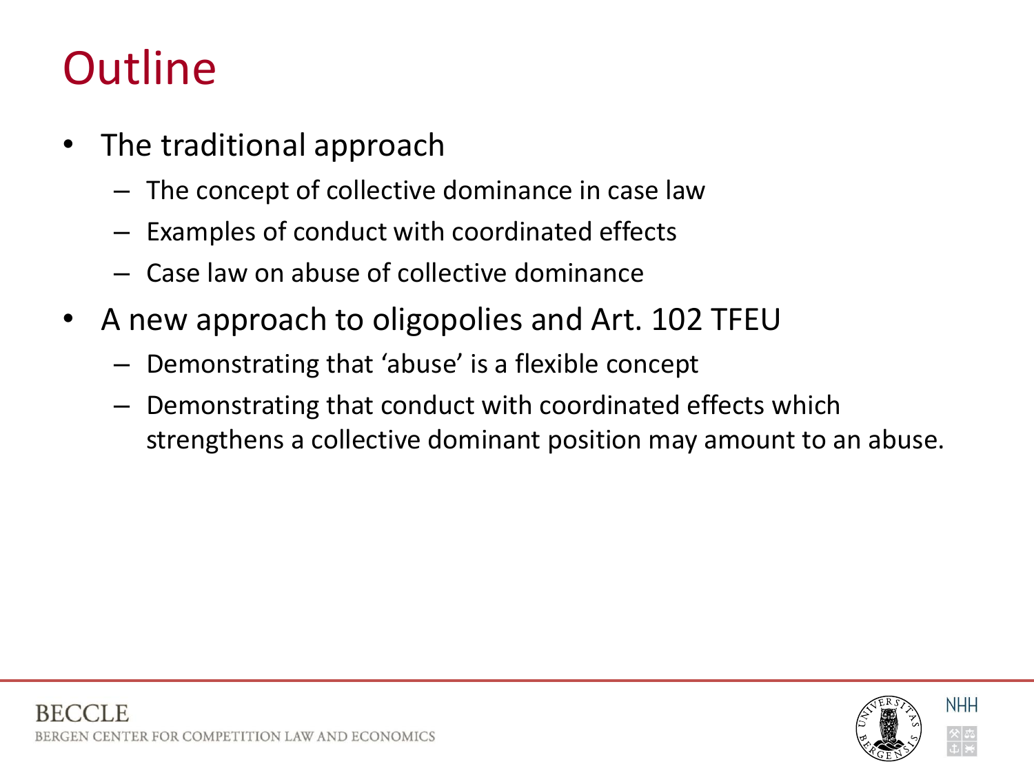# Outline

- The traditional approach
  - The concept of collective dominance in case law
  - Examples of conduct with coordinated effects
  - Case law on abuse of collective dominance
- A new approach to oligopolies and Art. 102 TFEU
  - Demonstrating that 'abuse' is a flexible concept
  - Demonstrating that conduct with coordinated effects which strengthens a collective dominant position may amount to an abuse.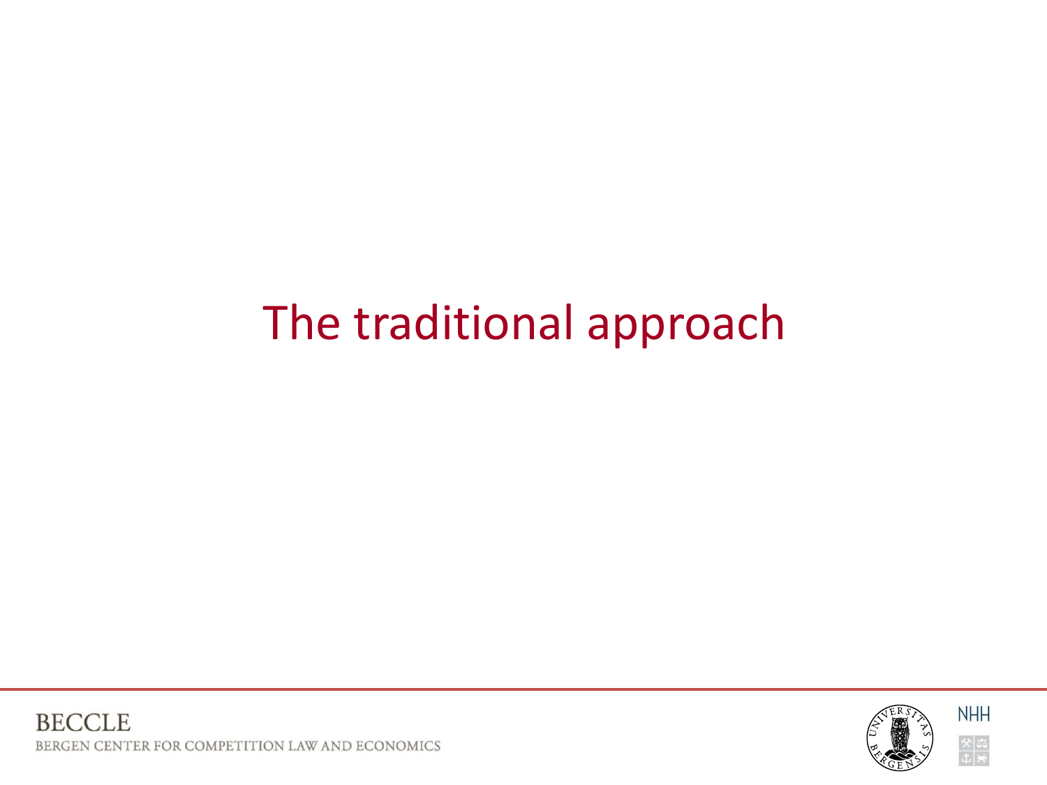# The traditional approach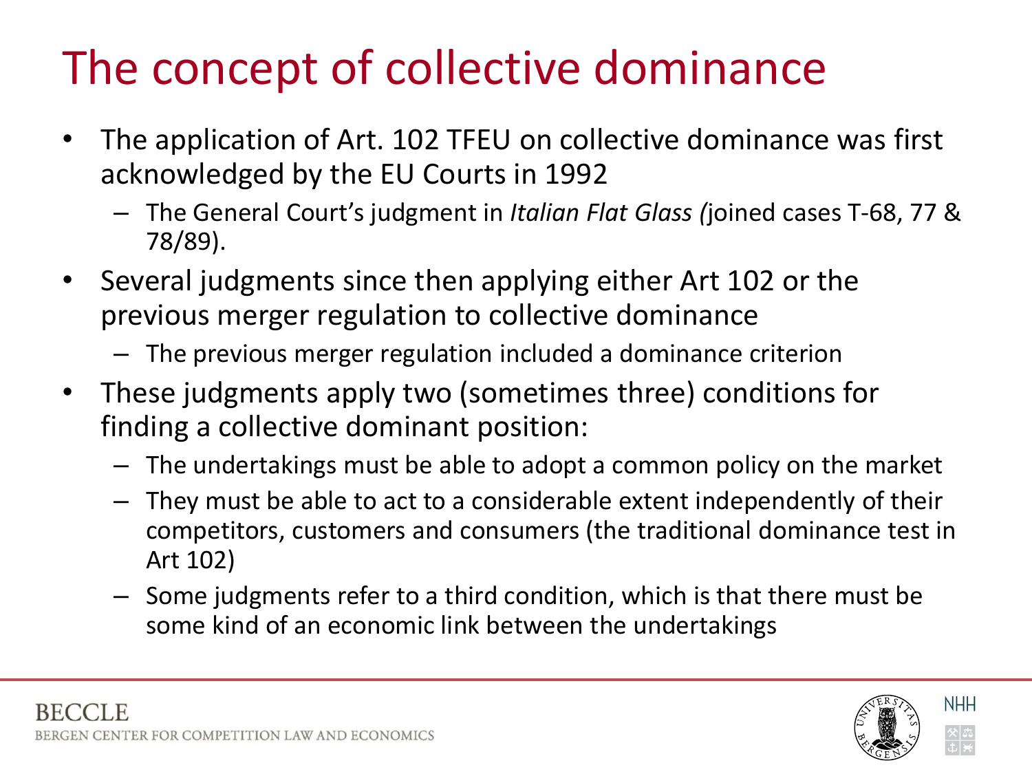# The concept of collective dominance

- The application of Art. 102 TFEU on collective dominance was first acknowledged by the EU Courts in 1992
  - The General Court's judgment in *Italian Flat Glass (*joined cases T-68, 77 & 78/89).
- Several judgments since then applying either Art 102 or the previous merger regulation to collective dominance
  - The previous merger regulation included a dominance criterion
- These judgments apply two (sometimes three) conditions for finding a collective dominant position:
  - The undertakings must be able to adopt a common policy on the market
  - They must be able to act to a considerable extent independently of their competitors, customers and consumers (the traditional dominance test in Art 102)
  - Some judgments refer to a third condition, which is that there must be some kind of an economic link between the undertakings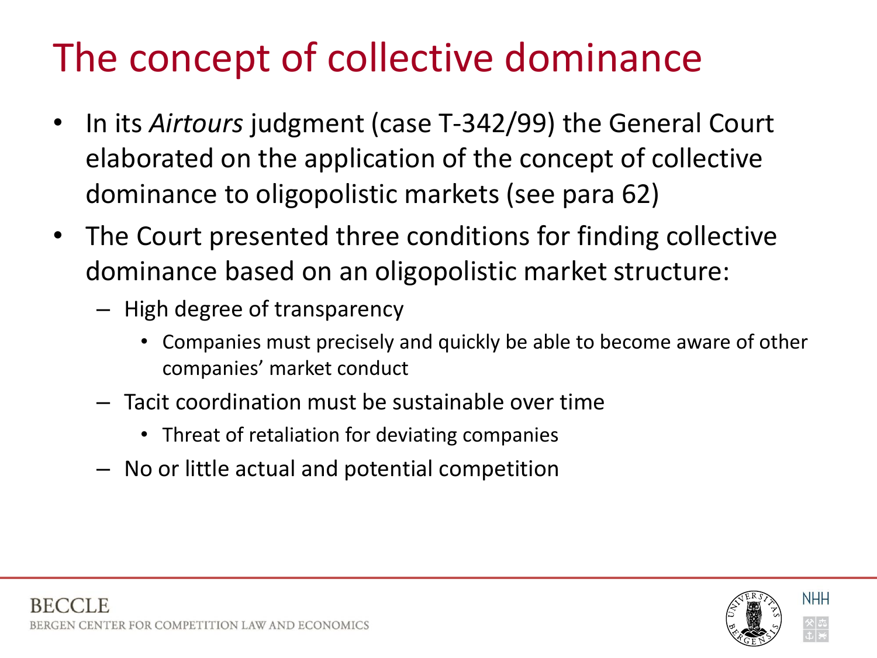# The concept of collective dominance

- In its *Airtours* judgment (case T-342/99) the General Court elaborated on the application of the concept of collective dominance to oligopolistic markets (see para 62)
- The Court presented three conditions for finding collective dominance based on an oligopolistic market structure:
  - High degree of transparency
    - Companies must precisely and quickly be able to become aware of other companies' market conduct
  - Tacit coordination must be sustainable over time
    - Threat of retaliation for deviating companies
  - No or little actual and potential competition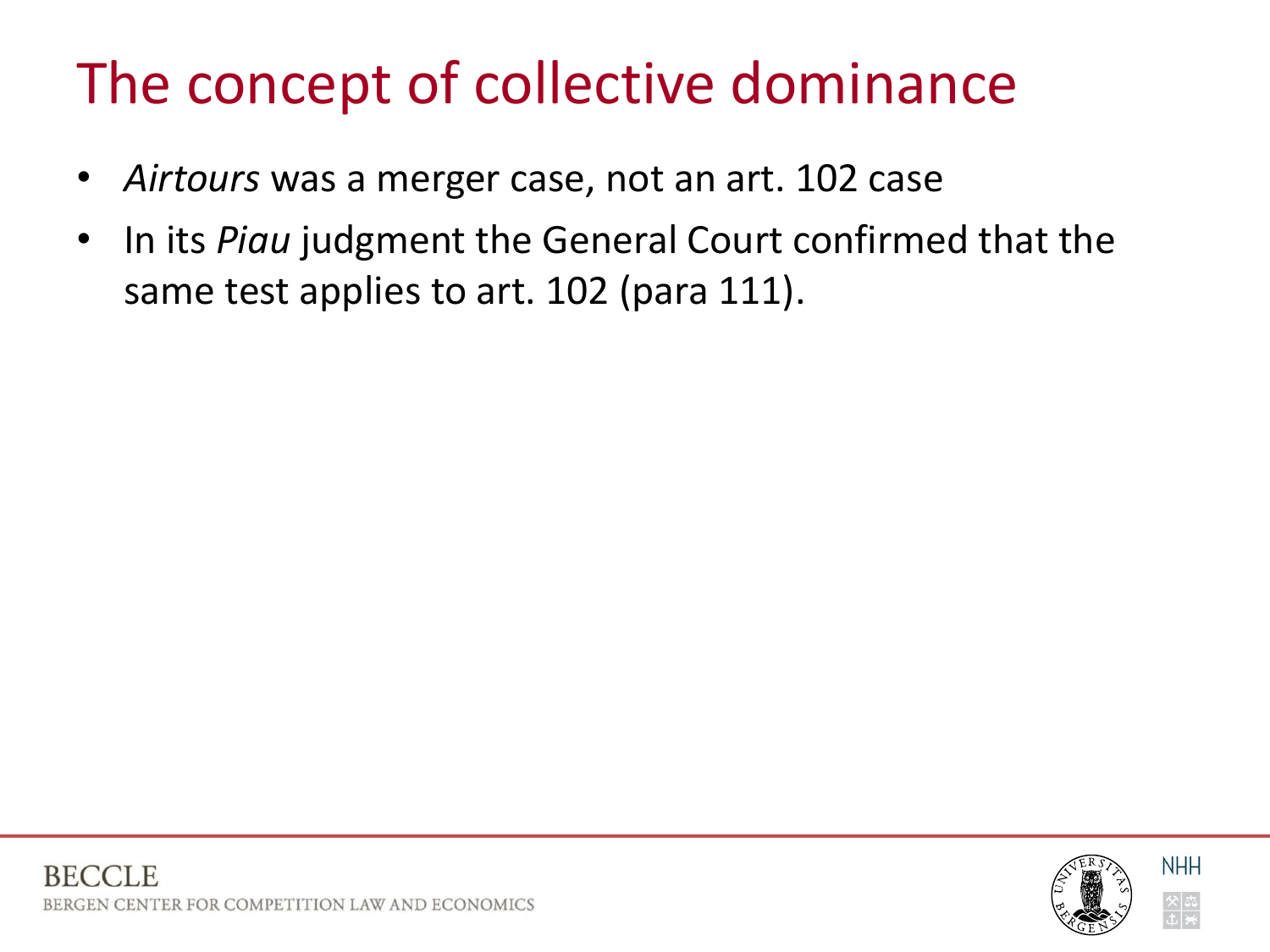# The concept of collective dominance

- *Airtours* was a merger case, not an art. 102 case
- In its *Piau* judgment the General Court confirmed that the same test applies to art. 102 (para 111).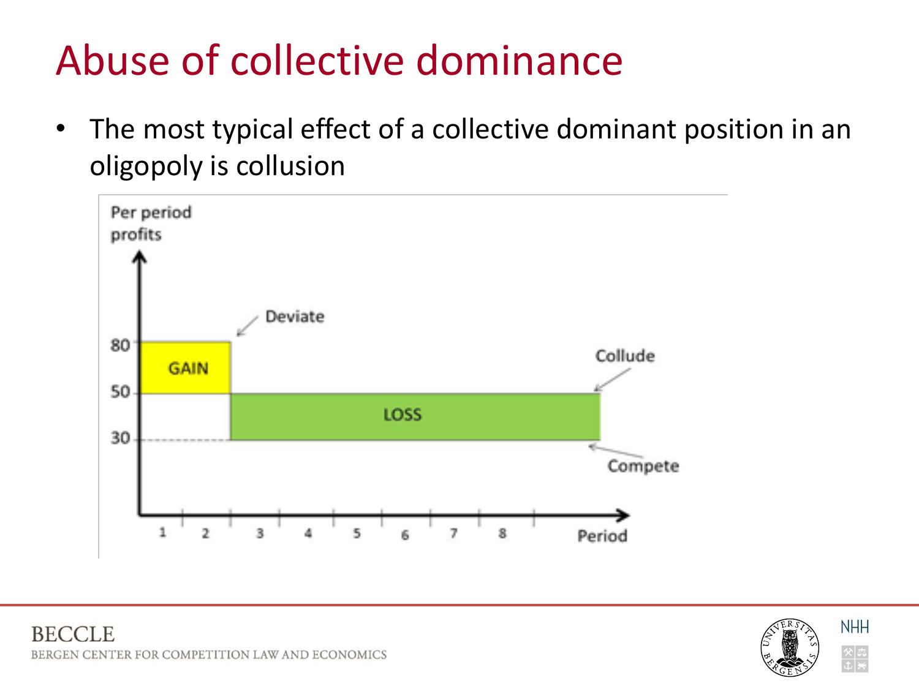# Abuse of collective dominance

- The most typical effect of a collective dominant position in an oligopoly is collusion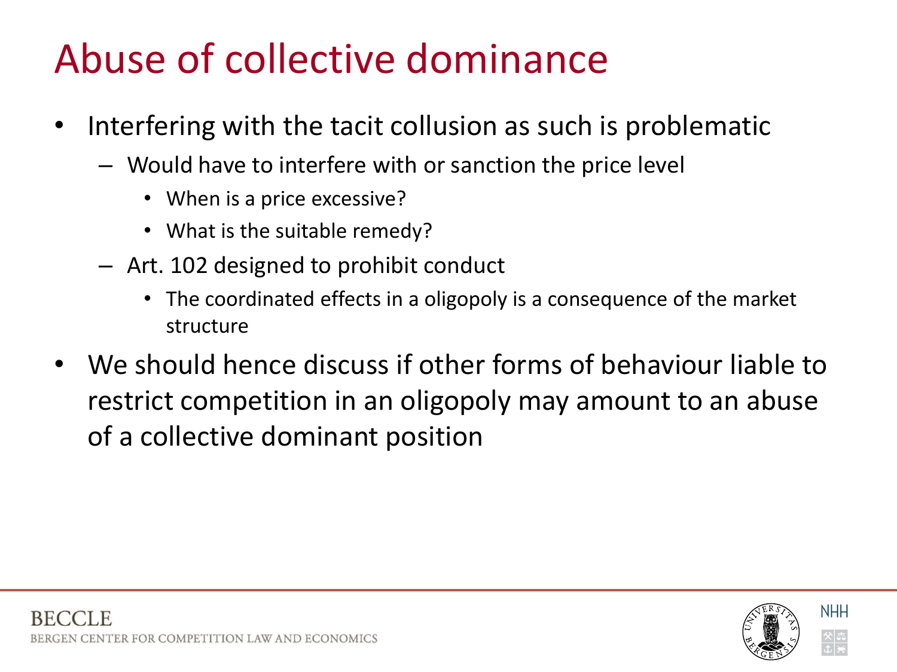# Abuse of collective dominance

- Interfering with the tacit collusion as such is problematic
  - Would have to interfere with or sanction the price level
    - When is a price excessive?
    - What is the suitable remedy?
  - Art. 102 designed to prohibit conduct
    - The coordinated effects in a oligopoly is a consequence of the market structure
- We should hence discuss if other forms of behaviour liable to restrict competition in an oligopoly may amount to an abuse of a collective dominant position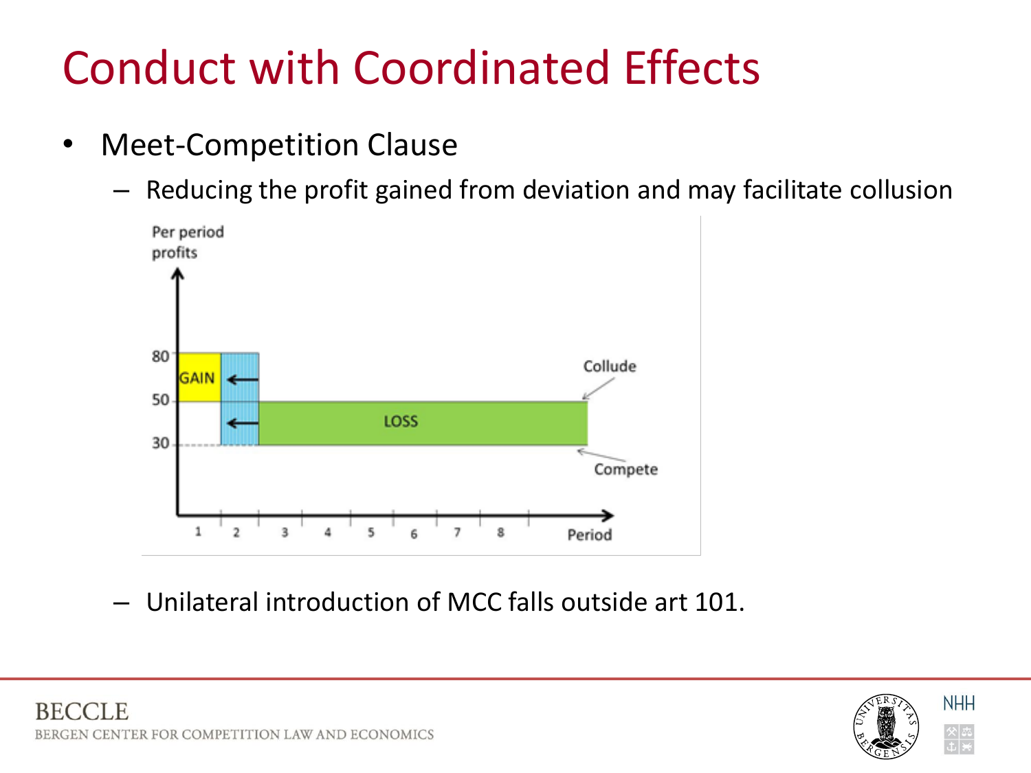# Conduct with Coordinated Effects

- Meet-Competition Clause
  - Reducing the profit gained from deviation and may facilitate collusion
  - Unilateral introduction of MCC falls outside art 101.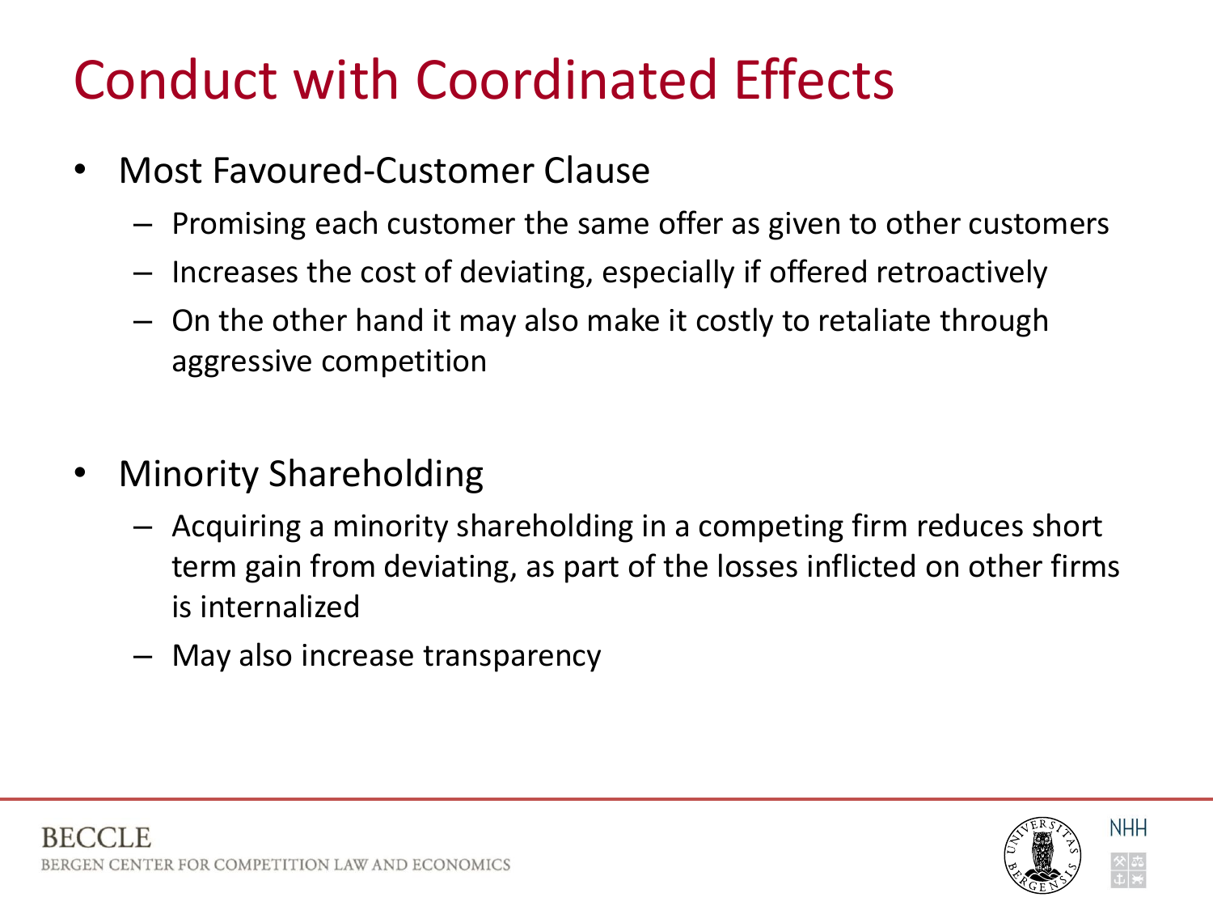# Conduct with Coordinated Effects

- Most Favoured-Customer Clause
  - Promising each customer the same offer as given to other customers
  - Increases the cost of deviating, especially if offered retroactively
  - On the other hand it may also make it costly to retaliate through aggressive competition

- Minority Shareholding
  - Acquiring a minority shareholding in a competing firm reduces short term gain from deviating, as part of the losses inflicted on other firms is internalized
  - May also increase transparency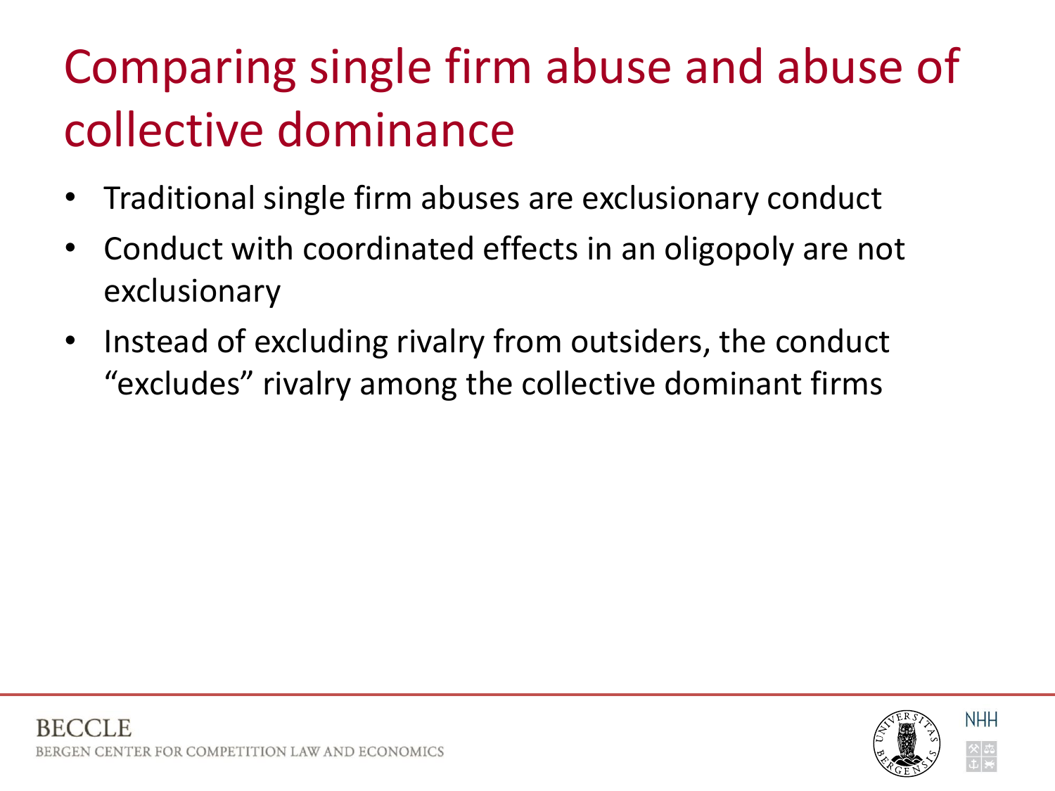# Comparing single firm abuse and abuse of collective dominance

- Traditional single firm abuses are exclusionary conduct
- Conduct with coordinated effects in an oligopoly are not exclusionary
- Instead of excluding rivalry from outsiders, the conduct “excludes” rivalry among the collective dominant firms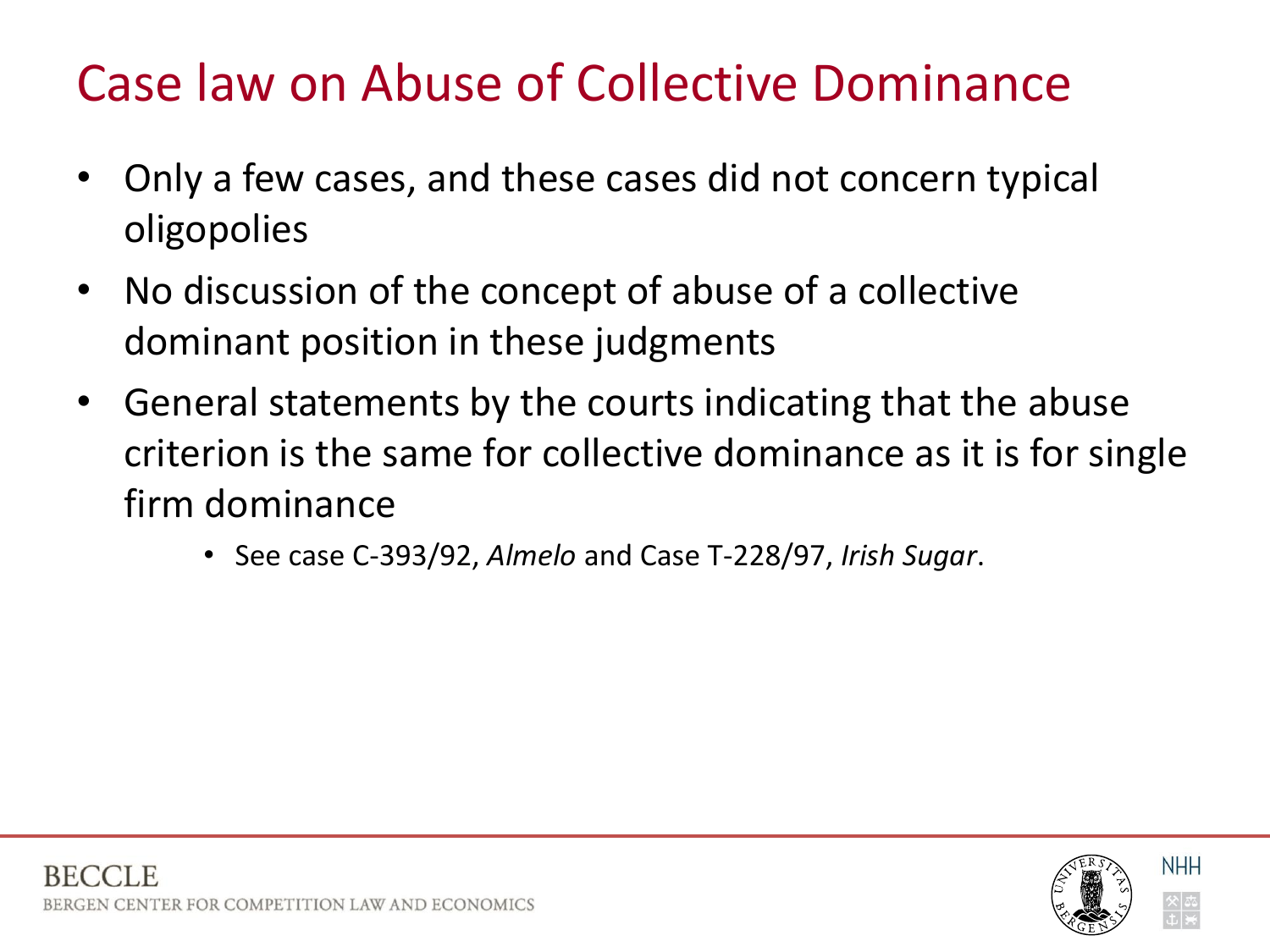# Case law on Abuse of Collective Dominance

- Only a few cases, and these cases did not concern typical oligopolies
- No discussion of the concept of abuse of a collective dominant position in these judgments
- General statements by the courts indicating that the abuse criterion is the same for collective dominance as it is for single firm dominance
  - See case C-393/92, *Almelo* and Case T-228/97, *Irish Sugar*.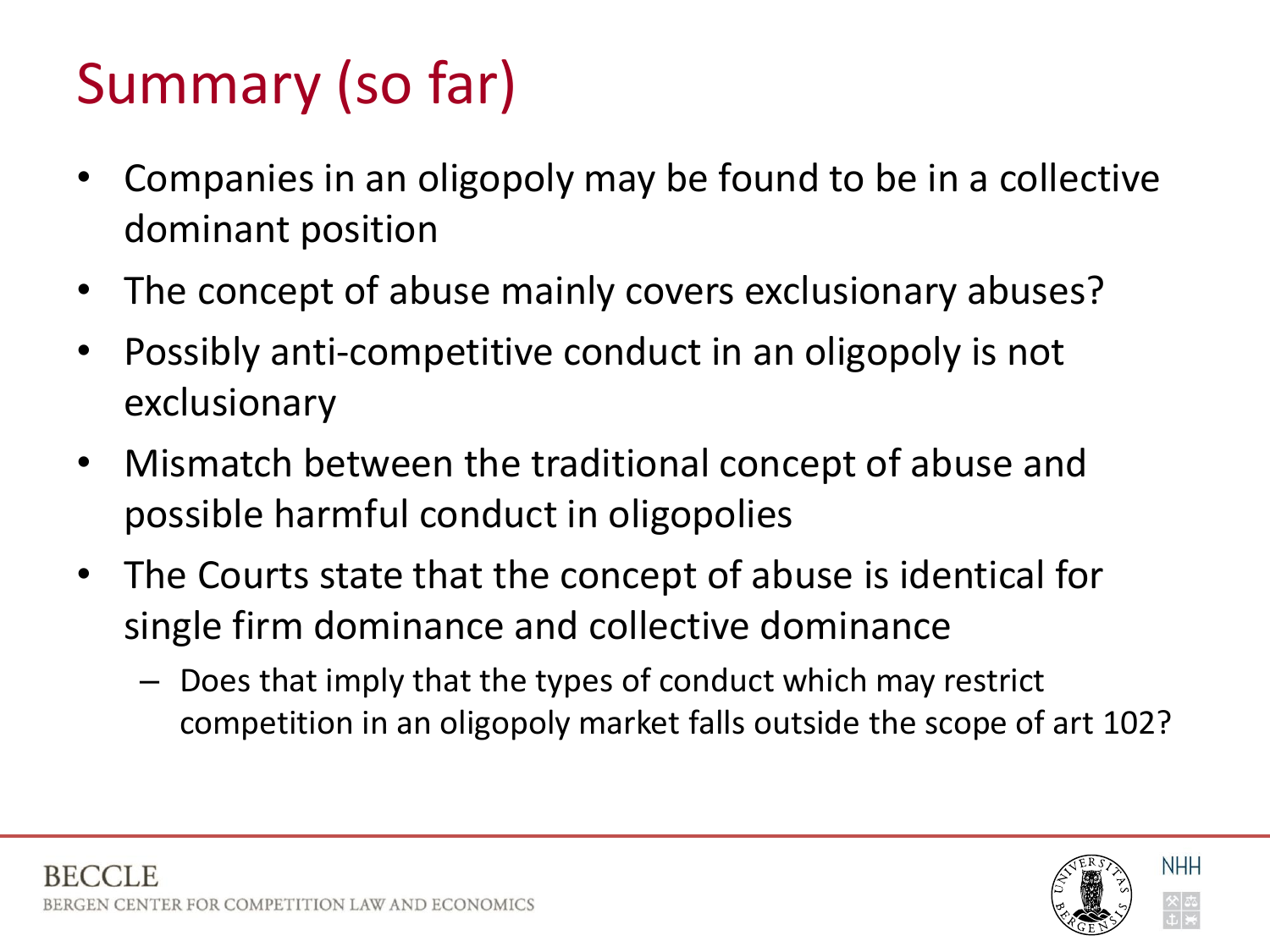# Summary (so far)

- Companies in an oligopoly may be found to be in a collective dominant position
- The concept of abuse mainly covers exclusionary abuses?
- Possibly anti-competitive conduct in an oligopoly is not exclusionary
- Mismatch between the traditional concept of abuse and possible harmful conduct in oligopolies
- The Courts state that the concept of abuse is identical for single firm dominance and collective dominance
  - Does that imply that the types of conduct which may restrict competition in an oligopoly market falls outside the scope of art 102?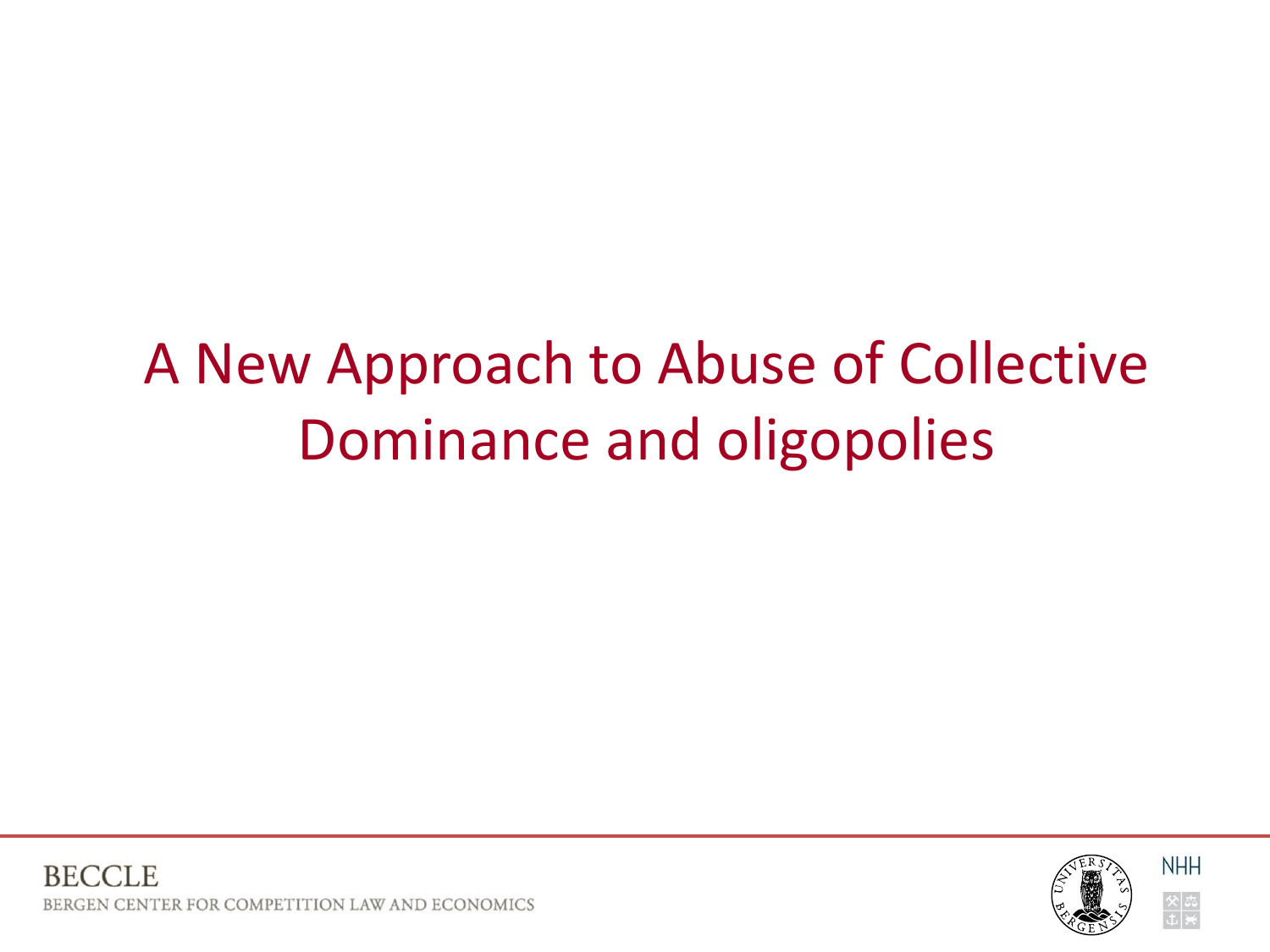# A New Approach to Abuse of Collective Dominance and oligopolies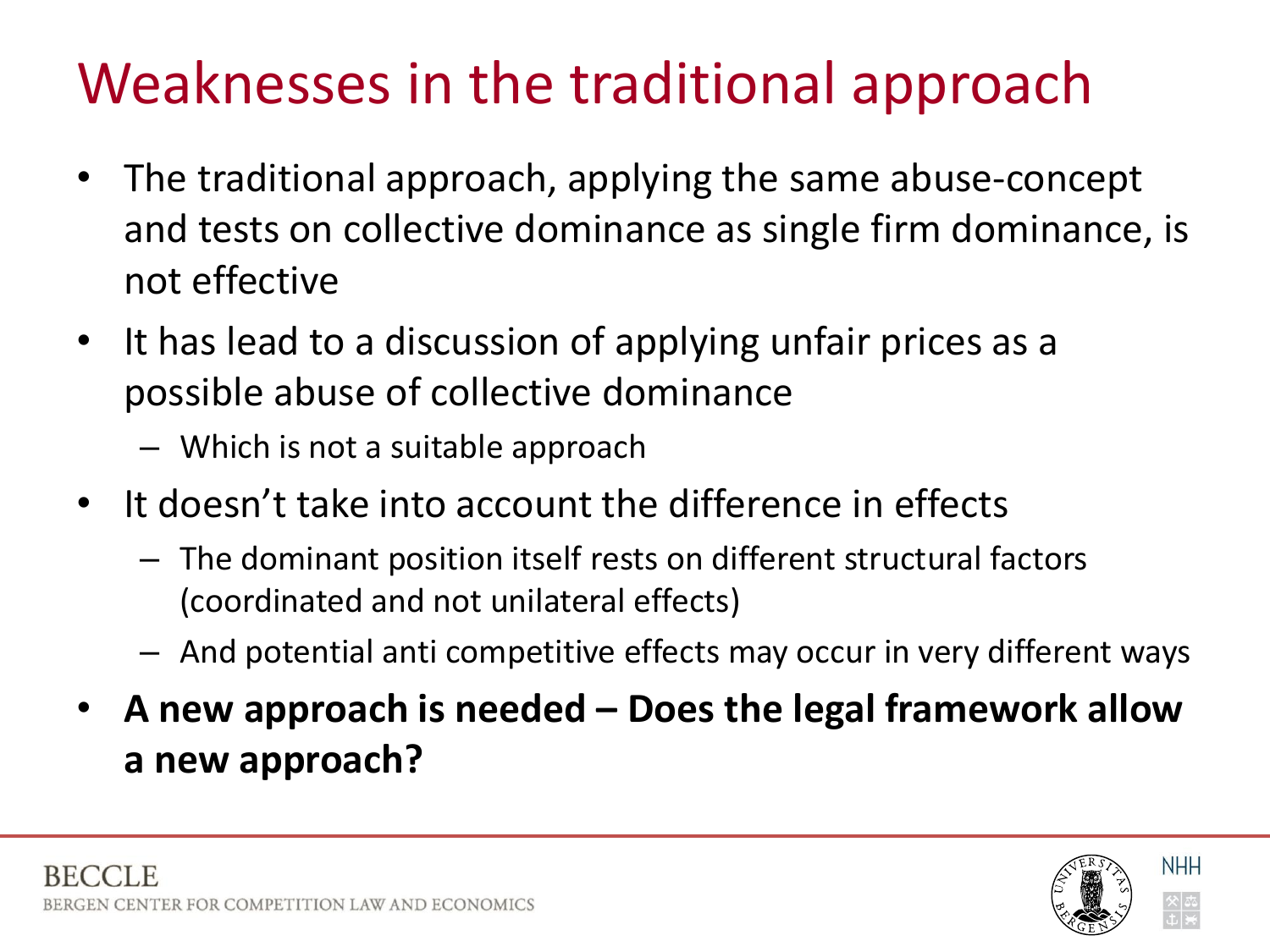# Weaknesses in the traditional approach

- The traditional approach, applying the same abuse-concept and tests on collective dominance as single firm dominance, is not effective
- It has lead to a discussion of applying unfair prices as a possible abuse of collective dominance
  - Which is not a suitable approach
- It doesn't take into account the difference in effects
  - The dominant position itself rests on different structural factors (coordinated and not unilateral effects)
  - And potential anti competitive effects may occur in very different ways
- **A new approach is needed – Does the legal framework allow a new approach?**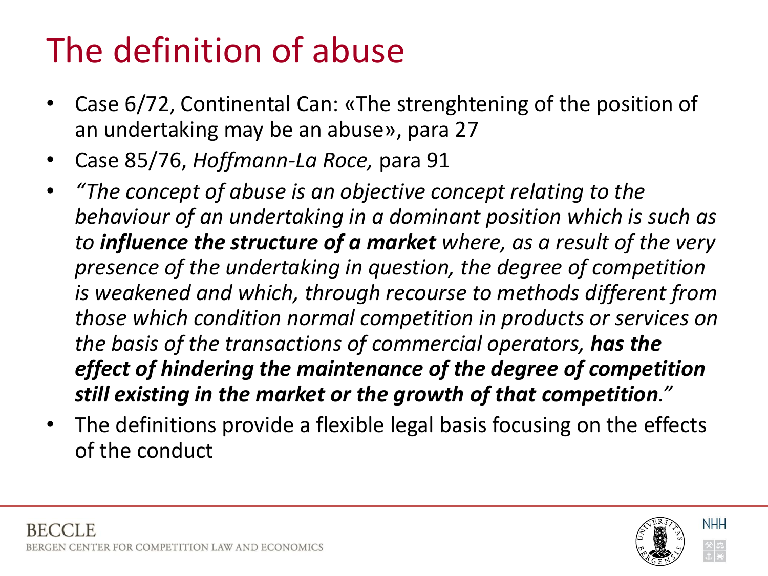# The definition of abuse

- Case 6/72, Continental Can: «The strenghtening of the position of an undertaking may be an abuse», para 27
- Case 85/76, *Hoffmann-La Roce,* para 91
- *"The concept of abuse is an objective concept relating to the behaviour of an undertaking in a dominant position which is such as to* ***influence the structure of a market*** *where, as a result of the very presence of the undertaking in question, the degree of competition is weakened and which, through recourse to methods different from those which condition normal competition in products or services on the basis of the transactions of commercial operators,* ***has the effect of hindering the maintenance of the degree of competition still existing in the market or the growth of that competition****."*
- The definitions provide a flexible legal basis focusing on the effects of the conduct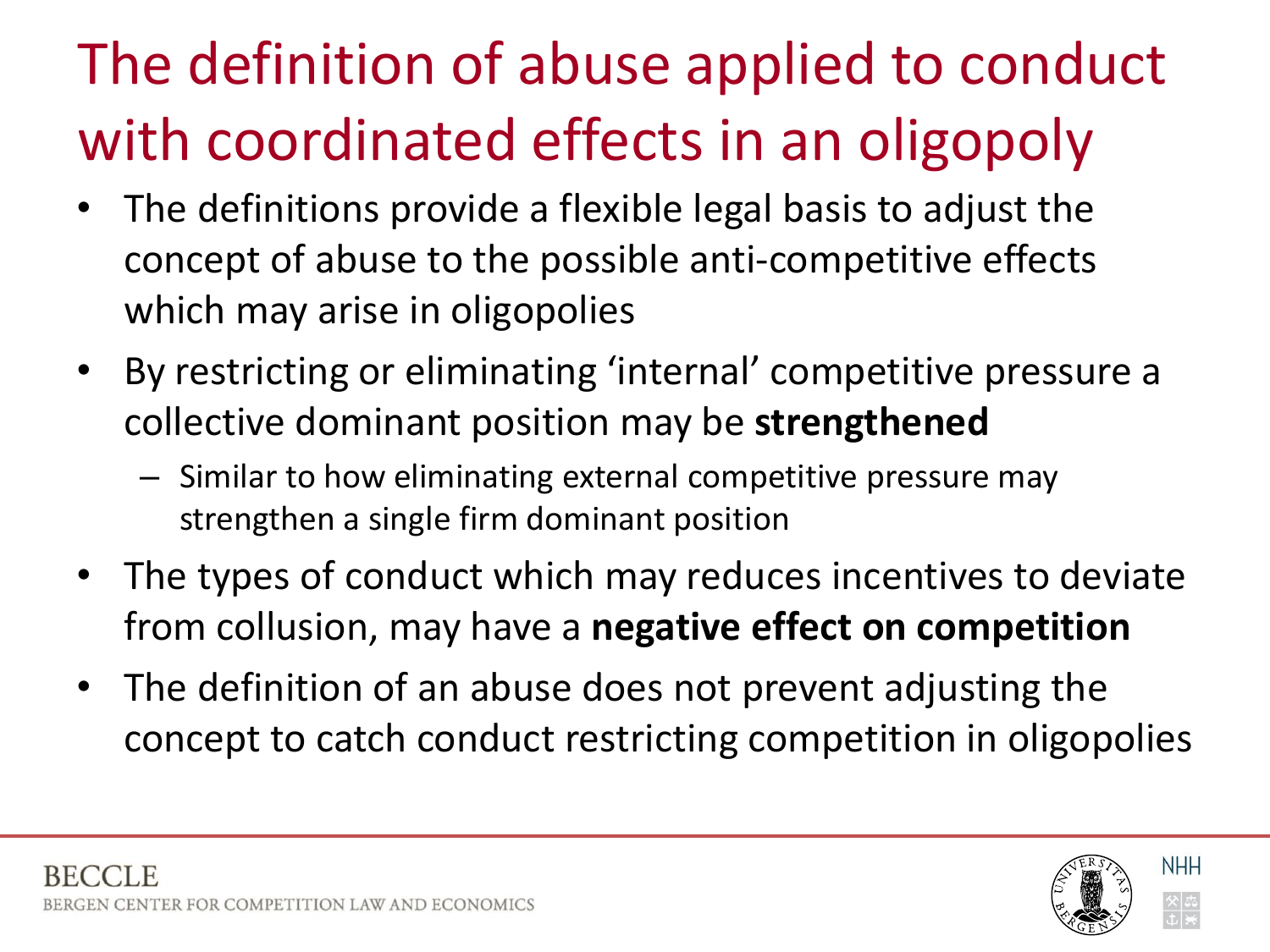# The definition of abuse applied to conduct with coordinated effects in an oligopoly

- The definitions provide a flexible legal basis to adjust the concept of abuse to the possible anti-competitive effects which may arise in oligopolies
- By restricting or eliminating 'internal' competitive pressure a collective dominant position may be **strengthened**
  - Similar to how eliminating external competitive pressure may strengthen a single firm dominant position
- The types of conduct which may reduces incentives to deviate from collusion, may have a **negative effect on competition**
- The definition of an abuse does not prevent adjusting the concept to catch conduct restricting competition in oligopolies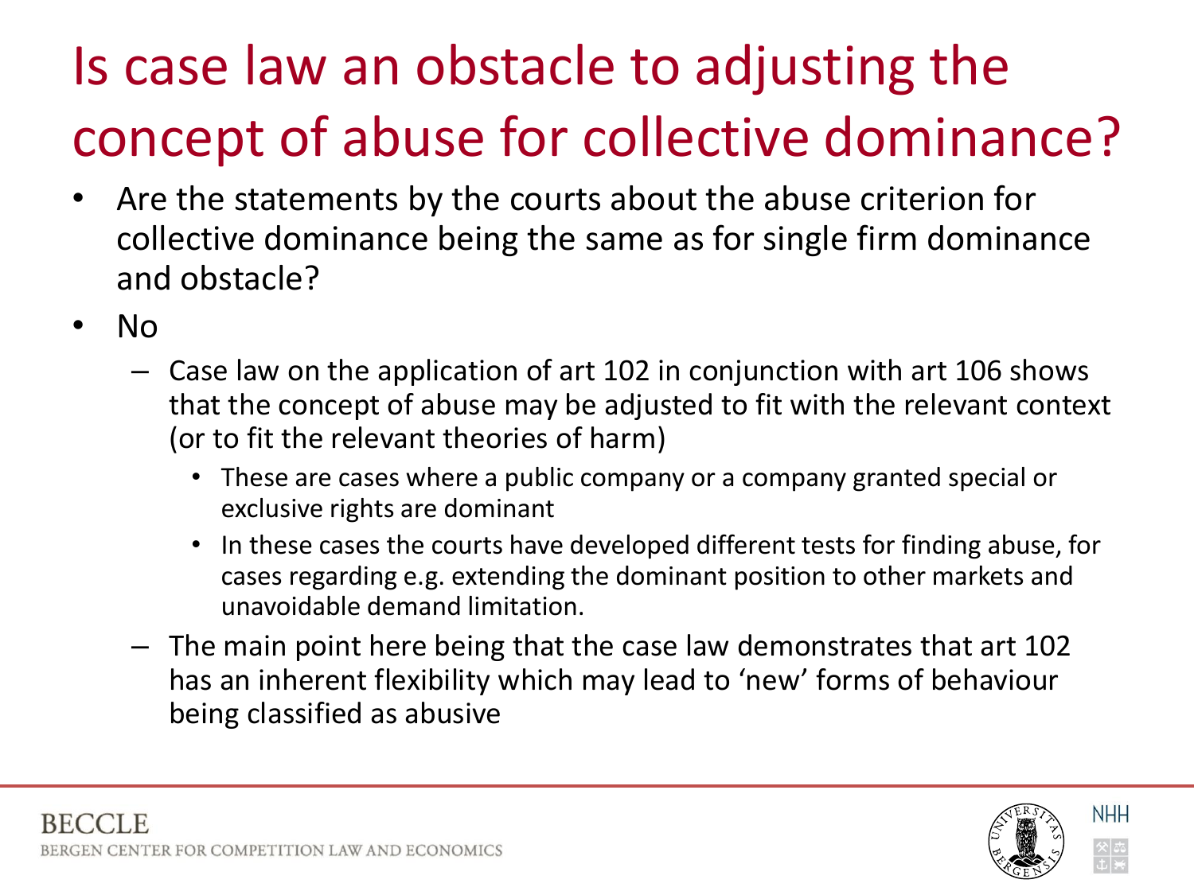# Is case law an obstacle to adjusting the concept of abuse for collective dominance?

- Are the statements by the courts about the abuse criterion for collective dominance being the same as for single firm dominance and obstacle?
- No
  - Case law on the application of art 102 in conjunction with art 106 shows that the concept of abuse may be adjusted to fit with the relevant context (or to fit the relevant theories of harm)
    - These are cases where a public company or a company granted special or exclusive rights are dominant
    - In these cases the courts have developed different tests for finding abuse, for cases regarding e.g. extending the dominant position to other markets and unavoidable demand limitation.
  - The main point here being that the case law demonstrates that art 102 has an inherent flexibility which may lead to 'new' forms of behaviour being classified as abusive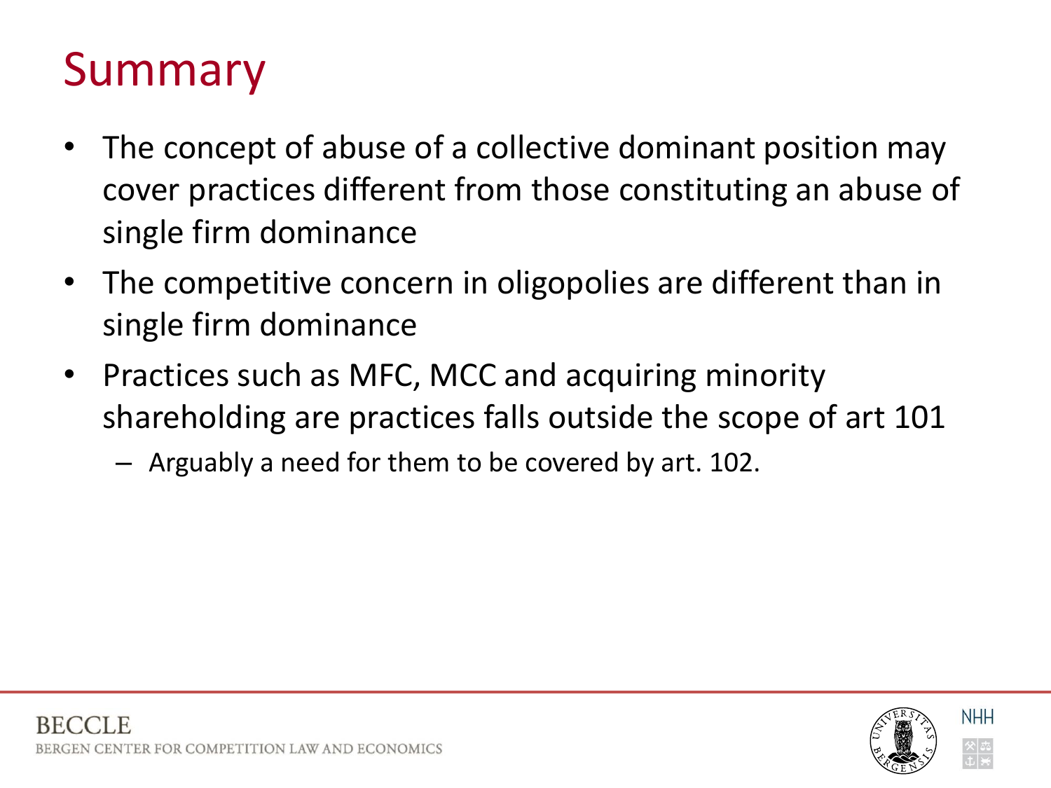# Summary

- The concept of abuse of a collective dominant position may cover practices different from those constituting an abuse of single firm dominance
- The competitive concern in oligopolies are different than in single firm dominance
- Practices such as MFC, MCC and acquiring minority shareholding are practices falls outside the scope of art 101
  - Arguably a need for them to be covered by art. 102.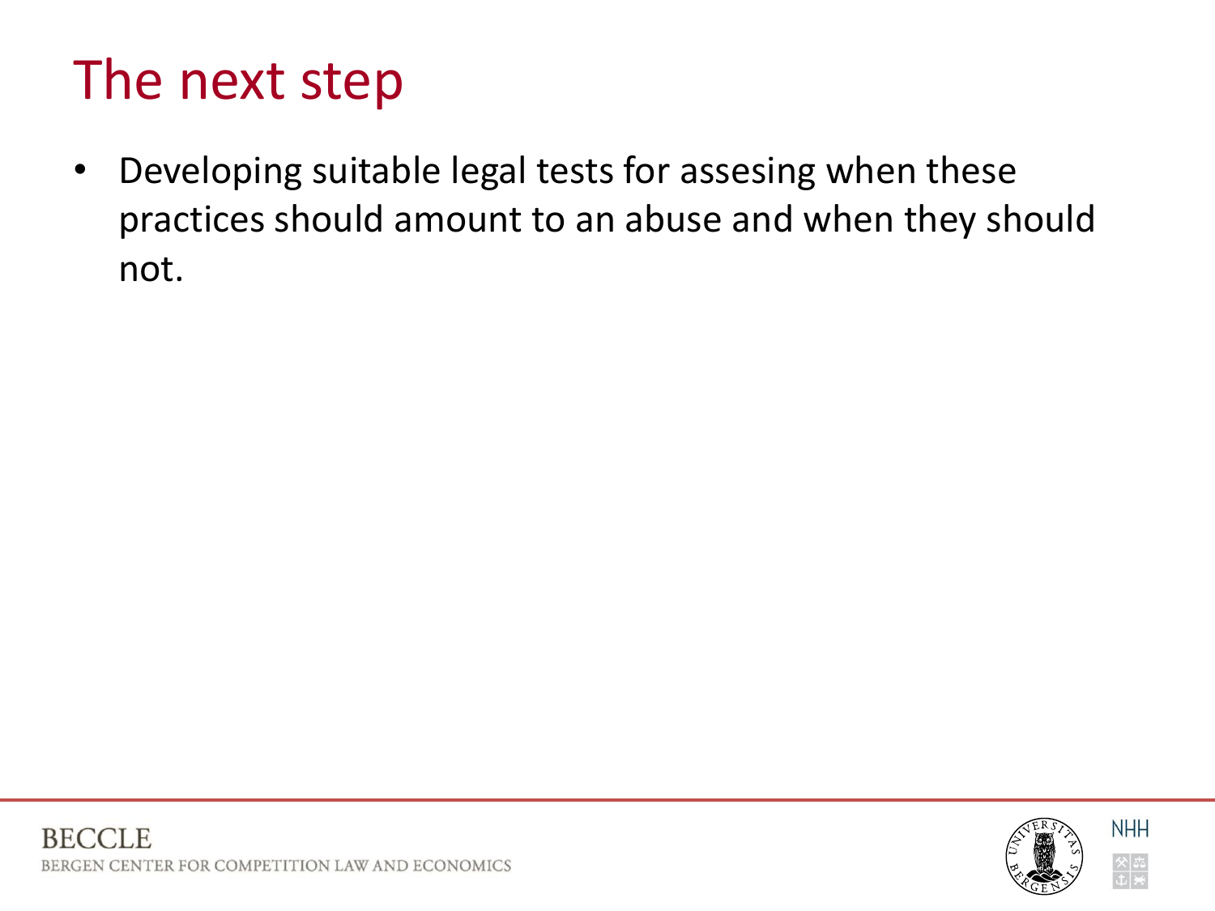# The next step

- Developing suitable legal tests for assesing when these practices should amount to an abuse and when they should not.